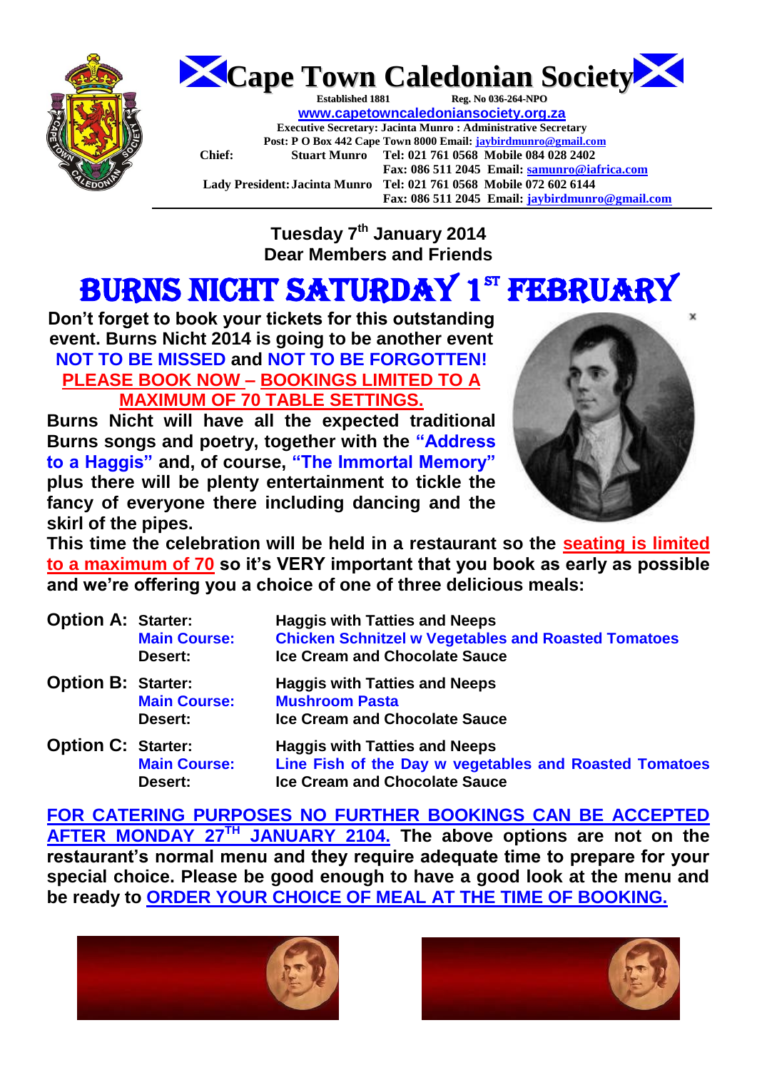# Cape Town Caledonian Society

**Established 1881** **Reg. No 036-264-NPO**

**www.capetowncaledoniansociety.org.za**

**Executive Secretary: Jacinta Munro : Administrative Secretary**

**Post: P O Box 442 Cape Town 8000 Email: jaybirdmunro@gmail.com**

**Chief:** **Stuart Munro** **Tel: 021 761 0568 Mobile 084 028 2402**
**Fax: 086 511 2045 Email: samunro@iafrica.com**

**Lady President: Jacinta Munro** **Tel: 021 761 0568 Mobile 072 602 6144**
**Fax: 086 511 2045 Email: jaybirdmunro@gmail.com**

---

**Tuesday 7th January 2014**
**Dear Members and Friends**

# BURNS NICHT SATURDAY 1ST FEBRUARY

**Don't forget to book your tickets for this outstanding event. Burns Nicht 2014 is going to be another event NOT TO BE MISSED and NOT TO BE FORGOTTEN!**

**PLEASE BOOK NOW – BOOKINGS LIMITED TO A MAXIMUM OF 70 TABLE SETTINGS.**

**Burns Nicht will have all the expected traditional Burns songs and poetry, together with the "Address to a Haggis" and, of course, "The Immortal Memory" plus there will be plenty entertainment to tickle the fancy of everyone there including dancing and the skirl of the pipes.**

**This time the celebration will be held in a restaurant so the seating is limited to a maximum of 70 so it's VERY important that you book as early as possible and we're offering you a choice of one of three delicious meals:**

| | | |
|---|---|---|
| **Option A:** | **Starter:** | **Haggis with Tatties and Neeps** |
| | **Main Course:** | **Chicken Schnitzel w Vegetables and Roasted Tomatoes** |
| | **Desert:** | **Ice Cream and Chocolate Sauce** |
| **Option B:** | **Starter:** | **Haggis with Tatties and Neeps** |
| | **Main Course:** | **Mushroom Pasta** |
| | **Desert:** | **Ice Cream and Chocolate Sauce** |
| **Option C:** | **Starter:** | **Haggis with Tatties and Neeps** |
| | **Main Course:** | **Line Fish of the Day w vegetables and Roasted Tomatoes** |
| | **Desert:** | **Ice Cream and Chocolate Sauce** |

**FOR CATERING PURPOSES NO FURTHER BOOKINGS CAN BE ACCEPTED AFTER MONDAY 27TH JANUARY 2104. The above options are not on the restaurant's normal menu and they require adequate time to prepare for your special choice. Please be good enough to have a good look at the menu and be ready to ORDER YOUR CHOICE OF MEAL AT THE TIME OF BOOKING.**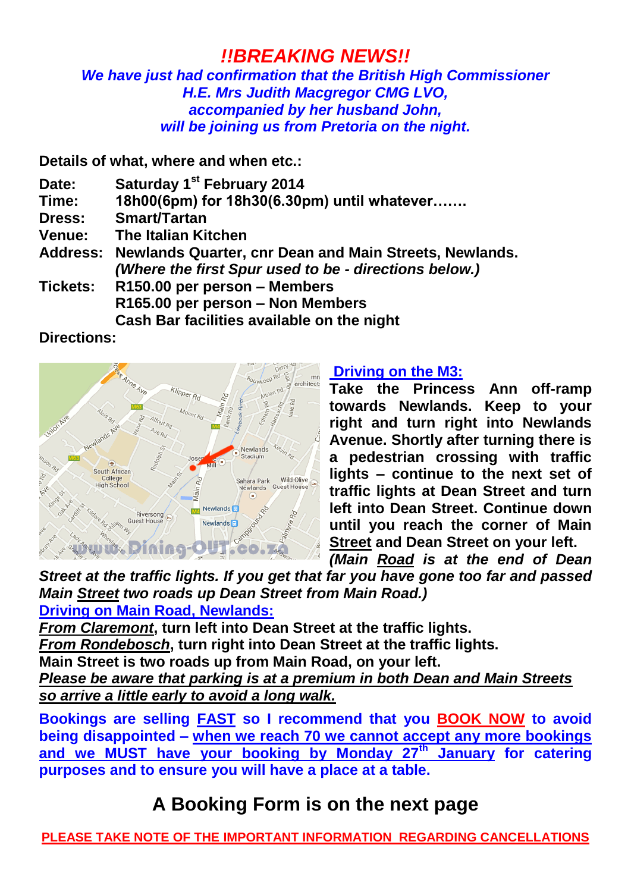# *!!BREAKING NEWS!!*

***We have just had confirmation that the British High Commissioner H.E. Mrs Judith Macgregor CMG LVO, accompanied by her husband John, will be joining us from Pretoria on the night.***

**Details of what, where and when etc.:**

**Date:** Saturday 1st February 2014
**Time:** 18h00(6pm) for 18h30(6.30pm) until whatever…….
**Dress:** Smart/Tartan
**Venue:** The Italian Kitchen
**Address:** Newlands Quarter, cnr Dean and Main Streets, Newlands.
***(Where the first Spur used to be - directions below.)***
**Tickets:** R150.00 per person – Members
R165.00 per person – Non Members
Cash Bar facilities available on the night

**Directions:**

**Driving on the M3:**

**Take the Princess Ann off-ramp towards Newlands. Keep to your right and turn right into Newlands Avenue. Shortly after turning there is a pedestrian crossing with traffic lights – continue to the next set of traffic lights at Dean Street and turn left into Dean Street. Continue down until you reach the corner of Main Street and Dean Street on your left.** ***(Main Road is at the end of Dean Street at the traffic lights. If you get that far you have gone too far and passed Main Street two roads up Dean Street from Main Road.)***

**Driving on Main Road, Newlands:**

***From Claremont***, **turn left into Dean Street at the traffic lights.**
***From Rondebosch***, **turn right into Dean Street at the traffic lights.**
**Main Street is two roads up from Main Road, on your left.**
***Please be aware that parking is at a premium in both Dean and Main Streets so arrive a little early to avoid a long walk.***

**Bookings are selling FAST so I recommend that you BOOK NOW to avoid being disappointed – when we reach 70 we cannot accept any more bookings and we MUST have your booking by Monday 27th January for catering purposes and to ensure you will have a place at a table.**

## A Booking Form is on the next page

**PLEASE TAKE NOTE OF THE IMPORTANT INFORMATION REGARDING CANCELLATIONS**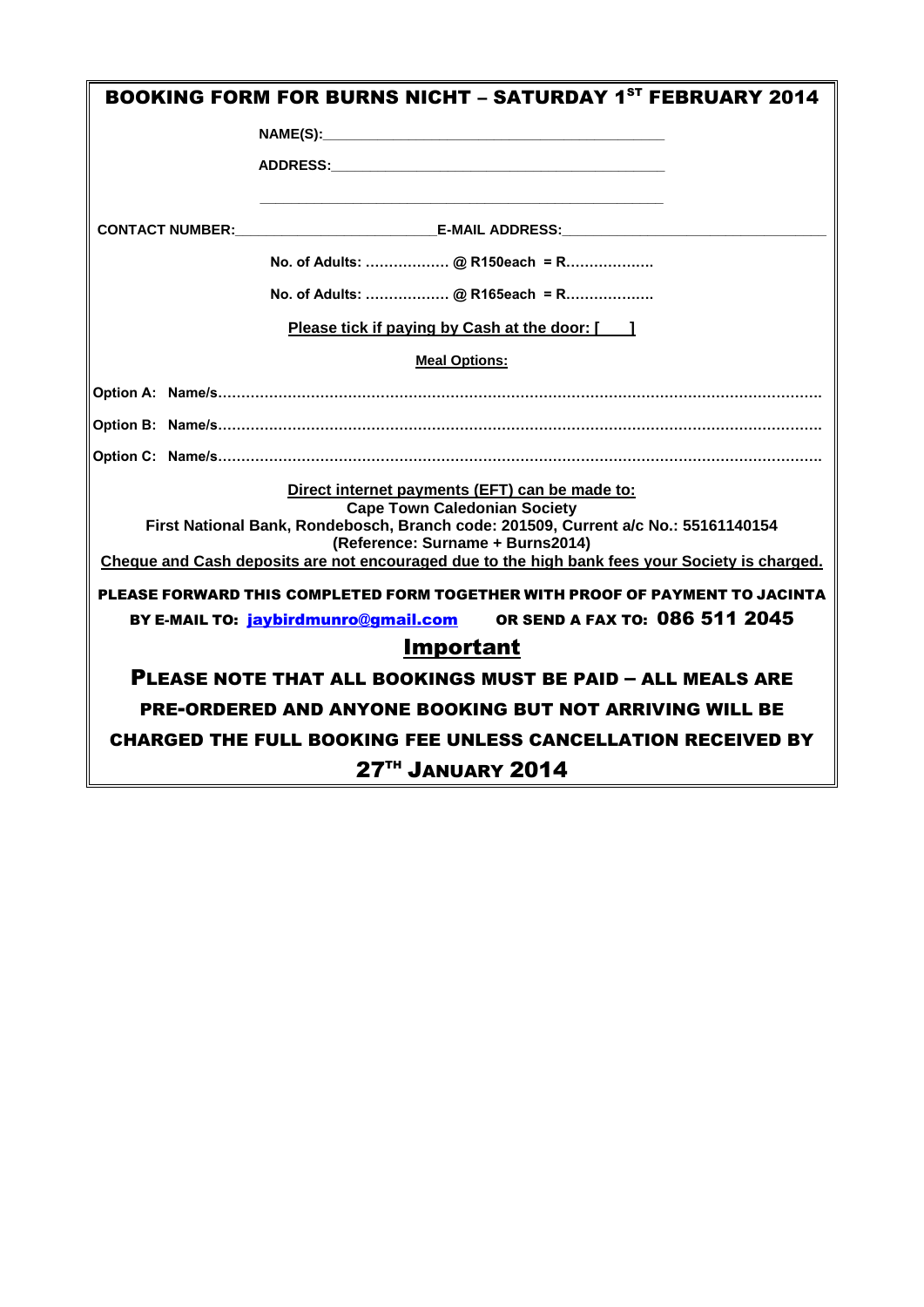# BOOKING FORM FOR BURNS NICHT – SATURDAY 1ST FEBRUARY 2014

**NAME(S):**\_\_\_\_\_\_\_\_\_\_\_\_\_\_\_\_\_\_\_\_\_\_\_\_\_\_\_\_\_\_\_\_\_\_\_\_\_\_\_\_\_\_

**ADDRESS:**\_\_\_\_\_\_\_\_\_\_\_\_\_\_\_\_\_\_\_\_\_\_\_\_\_\_\_\_\_\_\_\_\_\_\_\_\_\_\_\_\_\_

\_\_\_\_\_\_\_\_\_\_\_\_\_\_\_\_\_\_\_\_\_\_\_\_\_\_\_\_\_\_\_\_\_\_\_\_\_\_\_\_\_\_\_\_\_\_\_\_\_\_

**CONTACT NUMBER:**\_\_\_\_\_\_\_\_\_\_\_\_\_\_\_\_\_\_\_\_\_\_\_\_ **E-MAIL ADDRESS:**\_\_\_\_\_\_\_\_\_\_\_\_\_\_\_\_\_\_\_\_\_\_\_\_\_\_\_\_\_\_\_\_

**No. of Adults: ……………… @ R150each = R……………….**

**No. of Adults: ……………… @ R165each = R……………….**

**Please tick if paying by Cash at the door: [ ]**

**Meal Options:**

**Option A: Name/s……………………………………………………………………………………………………………**

**Option B: Name/s……………………………………………………………………………………………………………**

**Option C: Name/s……………………………………………………………………………………………………………**

**Direct internet payments (EFT) can be made to:**
**Cape Town Caledonian Society**
**First National Bank, Rondebosch, Branch code: 201509, Current a/c No.: 55161140154**
**(Reference: Surname + Burns2014)**
**Cheque and Cash deposits are not encouraged due to the high bank fees your Society is charged.**

**PLEASE FORWARD THIS COMPLETED FORM TOGETHER WITH PROOF OF PAYMENT TO JACINTA BY E-MAIL TO: jaybirdmunro@gmail.com OR SEND A FAX TO: 086 511 2045**

## Important

**PLEASE NOTE THAT ALL BOOKINGS MUST BE PAID – ALL MEALS ARE PRE-ORDERED AND ANYONE BOOKING BUT NOT ARRIVING WILL BE CHARGED THE FULL BOOKING FEE UNLESS CANCELLATION RECEIVED BY 27TH JANUARY 2014**